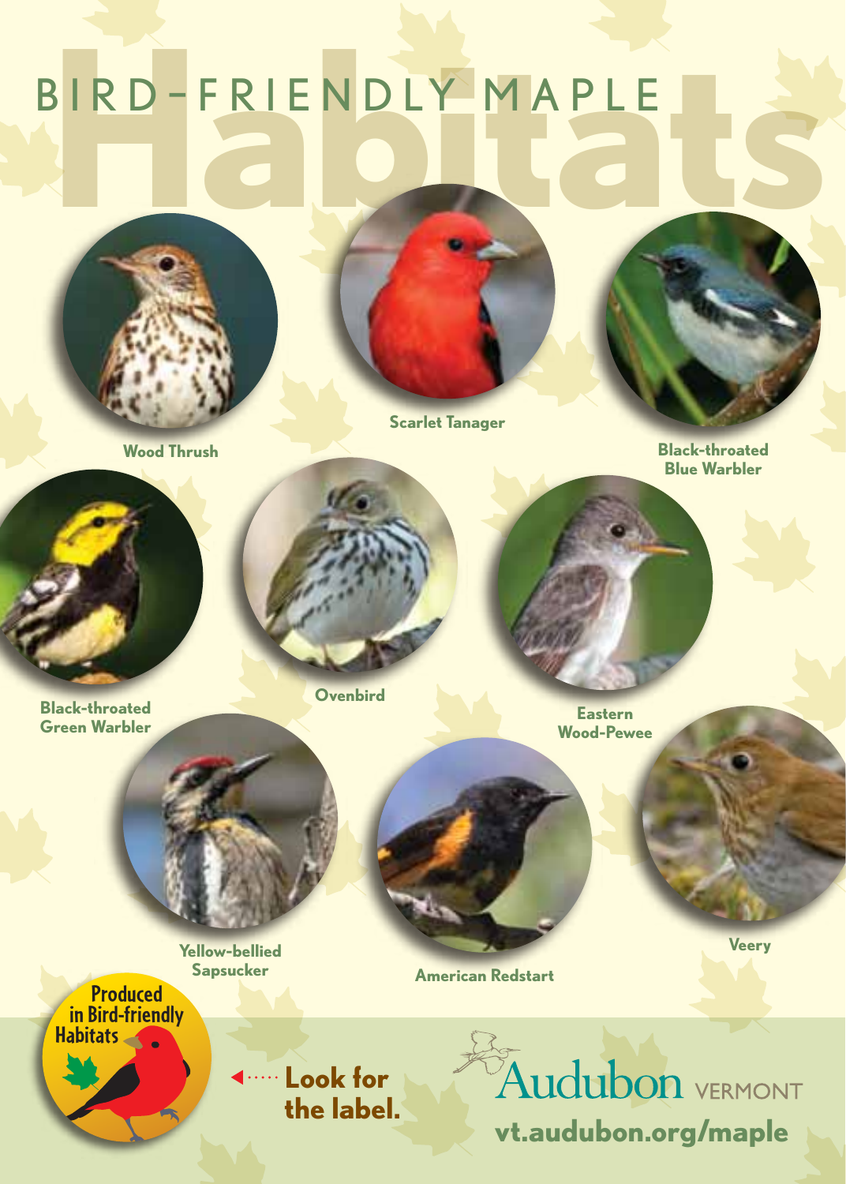# BIRD-FRIENDLY MAPLE Habitats

Wood Thrush

Scarlet Tanager

Black-throated Blue Warbler

Black-throated Green Warbler

Ovenbird

Eastern Wood-Pewee

Yellow-bellied Sapsucker

American Redstart

Veery

Produced in Bird-friendly Habitats

**Look for the label.**

Audubon VERMONT

**vt.audubon.org/maple**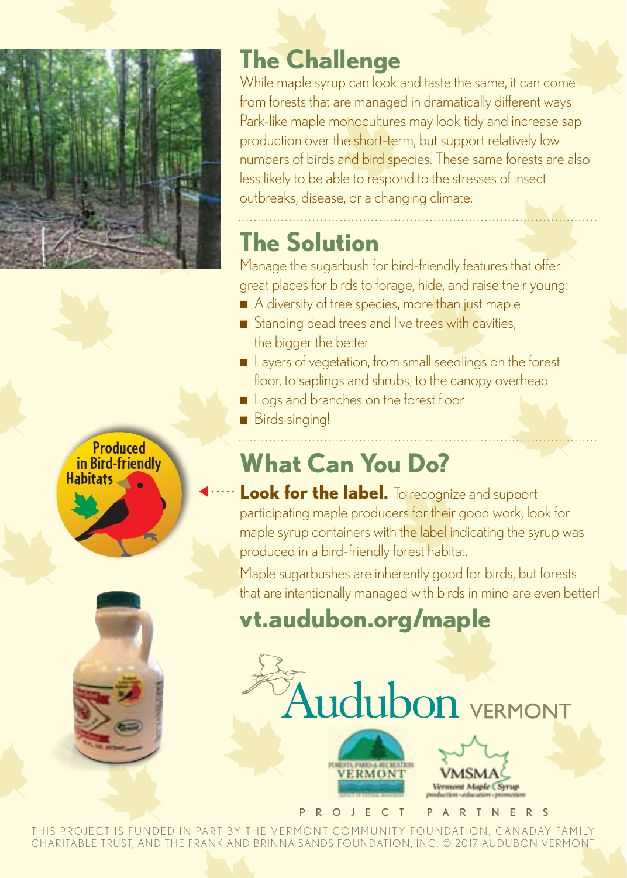## The Challenge

While maple syrup can look and taste the same, it can come from forests that are managed in dramatically different ways. Park-like maple monocultures may look tidy and increase sap production over the short-term, but support relatively low numbers of birds and bird species. These same forests are also less likely to be able to respond to the stresses of insect outbreaks, disease, or a changing climate.

## The Solution

Manage the sugarbush for bird-friendly features that offer great places for birds to forage, hide, and raise their young:

- A diversity of tree species, more than just maple
- Standing dead trees and live trees with cavities, the bigger the better
- Layers of vegetation, from small seedlings on the forest floor, to saplings and shrubs, to the canopy overhead
- Logs and branches on the forest floor
- Birds singing!

## What Can You Do?

Produced in Bird-friendly Habitats

**Look for the label.** To recognize and support participating maple producers for their good work, look for maple syrup containers with the label indicating the syrup was produced in a bird-friendly forest habitat.

Maple sugarbushes are inherently good for birds, but forests that are intentionally managed with birds in mind are even better!

**vt.audubon.org/maple**

Audubon VERMONT

FORESTS, PARKS & RECREATION VERMONT

VMSMA Vermont Maple Syrup production • education • promotion

PROJECT PARTNERS

THIS PROJECT IS FUNDED IN PART BY THE VERMONT COMMUNITY FOUNDATION, CANADAY FAMILY CHARITABLE TRUST, AND THE FRANK AND BRINNA SANDS FOUNDATION, INC. © 2017 AUDUBON VERMONT